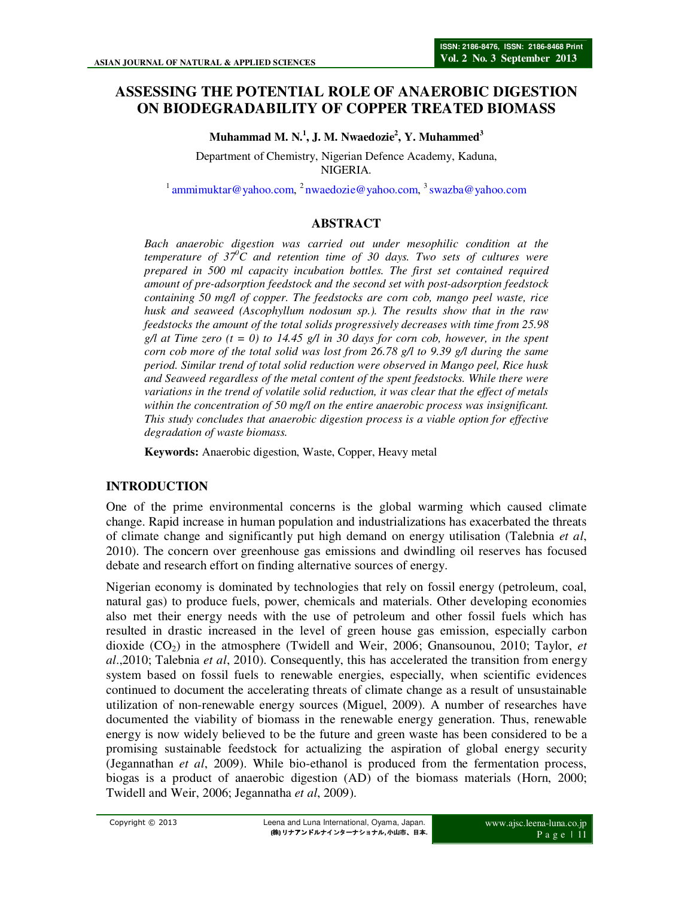# ASSESSING THE POTENTIAL ROLE OF ANAEROBIC DIGESTION ON BIODEGRADABILITY OF COPPER TREATED BIOMASS

**Muhammad M. N.[1], J. M. Nwaedozie[2], Y. Muhammed[3]**

Department of Chemistry, Nigerian Defence Academy, Kaduna, NIGERIA.

[1] ammimuktar@yahoo.com, [2] nwaedozie@yahoo.com, [3] swazba@yahoo.com

## ABSTRACT

*Bach anaerobic digestion was carried out under mesophilic condition at the temperature of 37$^{0}$C and retention time of 30 days. Two sets of cultures were prepared in 500 ml capacity incubation bottles. The first set contained required amount of pre-adsorption feedstock and the second set with post-adsorption feedstock containing 50 mg/l of copper. The feedstocks are corn cob, mango peel waste, rice husk and seaweed (Ascophyllum nodosum sp.). The results show that in the raw feedstocks the amount of the total solids progressively decreases with time from 25.98 g/l at Time zero (t = 0) to 14.45 g/l in 30 days for corn cob, however, in the spent corn cob more of the total solid was lost from 26.78 g/l to 9.39 g/l during the same period. Similar trend of total solid reduction were observed in Mango peel, Rice husk and Seaweed regardless of the metal content of the spent feedstocks. While there were variations in the trend of volatile solid reduction, it was clear that the effect of metals within the concentration of 50 mg/l on the entire anaerobic process was insignificant. This study concludes that anaerobic digestion process is a viable option for effective degradation of waste biomass.*

**Keywords:** Anaerobic digestion, Waste, Copper, Heavy metal

## INTRODUCTION

One of the prime environmental concerns is the global warming which caused climate change. Rapid increase in human population and industrializations has exacerbated the threats of climate change and significantly put high demand on energy utilisation (Talebnia *et al*, 2010). The concern over greenhouse gas emissions and dwindling oil reserves has focused debate and research effort on finding alternative sources of energy.

Nigerian economy is dominated by technologies that rely on fossil energy (petroleum, coal, natural gas) to produce fuels, power, chemicals and materials. Other developing economies also met their energy needs with the use of petroleum and other fossil fuels which has resulted in drastic increased in the level of green house gas emission, especially carbon dioxide ($CO_2$) in the atmosphere (Twidell and Weir, 2006; Gnansounou, 2010; Taylor, *et al*.,2010; Talebnia *et al*, 2010). Consequently, this has accelerated the transition from energy system based on fossil fuels to renewable energies, especially, when scientific evidences continued to document the accelerating threats of climate change as a result of unsustainable utilization of non-renewable energy sources (Miguel, 2009). A number of researches have documented the viability of biomass in the renewable energy generation. Thus, renewable energy is now widely believed to be the future and green waste has been considered to be a promising sustainable feedstock for actualizing the aspiration of global energy security (Jegannathan *et al*, 2009). While bio-ethanol is produced from the fermentation process, biogas is a product of anaerobic digestion (AD) of the biomass materials (Horn, 2000; Twidell and Weir, 2006; Jegannatha *et al*, 2009).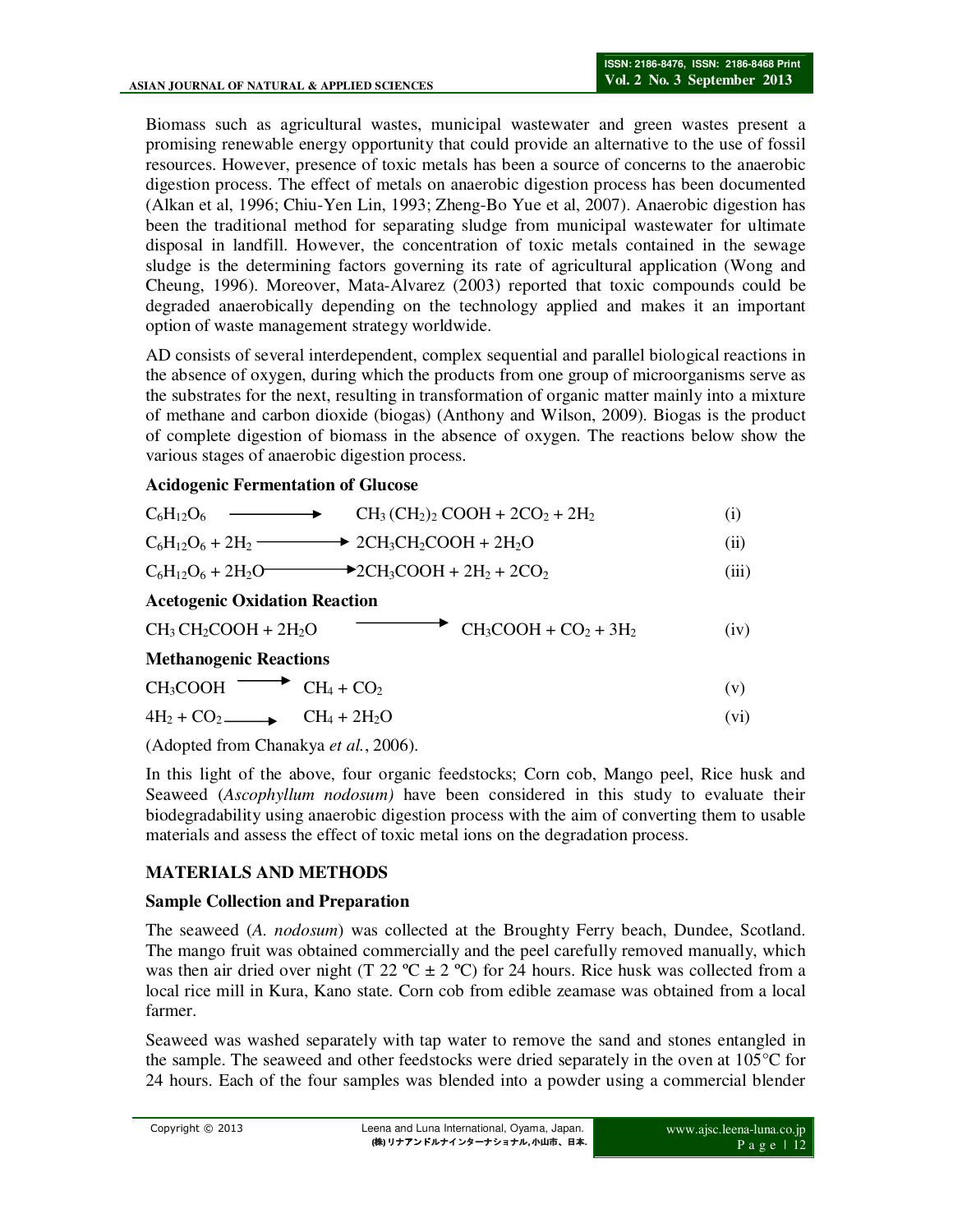Biomass such as agricultural wastes, municipal wastewater and green wastes present a promising renewable energy opportunity that could provide an alternative to the use of fossil resources. However, presence of toxic metals has been a source of concerns to the anaerobic digestion process. The effect of metals on anaerobic digestion process has been documented (Alkan et al, 1996; Chiu-Yen Lin, 1993; Zheng-Bo Yue et al, 2007). Anaerobic digestion has been the traditional method for separating sludge from municipal wastewater for ultimate disposal in landfill. However, the concentration of toxic metals contained in the sewage sludge is the determining factors governing its rate of agricultural application (Wong and Cheung, 1996). Moreover, Mata-Alvarez (2003) reported that toxic compounds could be degraded anaerobically depending on the technology applied and makes it an important option of waste management strategy worldwide.

AD consists of several interdependent, complex sequential and parallel biological reactions in the absence of oxygen, during which the products from one group of microorganisms serve as the substrates for the next, resulting in transformation of organic matter mainly into a mixture of methane and carbon dioxide (biogas) (Anthony and Wilson, 2009). Biogas is the product of complete digestion of biomass in the absence of oxygen. The reactions below show the various stages of anaerobic digestion process.

**Acidogenic Fermentation of Glucose**

$$C_6H_{12}O_6 \longrightarrow CH_3(CH_2)_2COOH + 2CO_2 + 2H_2 \quad \text{(i)}$$

$$C_6H_{12}O_6 + 2H_2 \longrightarrow 2CH_3CH_2COOH + 2H_2O \quad \text{(ii)}$$

$$C_6H_{12}O_6 + 2H_2O \longrightarrow 2CH_3COOH + 2H_2 + 2CO_2 \quad \text{(iii)}$$

**Acetogenic Oxidation Reaction**

$$CH_3CH_2COOH + 2H_2O \longrightarrow CH_3COOH + CO_2 + 3H_2 \quad \text{(iv)}$$

**Methanogenic Reactions**

$$CH_3COOH \longrightarrow CH_4 + CO_2 \quad \text{(v)}$$

$$4H_2 + CO_2 \longrightarrow CH_4 + 2H_2O \quad \text{(vi)}$$

(Adopted from Chanakya *et al.*, 2006).

In this light of the above, four organic feedstocks; Corn cob, Mango peel, Rice husk and Seaweed (*Ascophyllum nodosum)* have been considered in this study to evaluate their biodegradability using anaerobic digestion process with the aim of converting them to usable materials and assess the effect of toxic metal ions on the degradation process.

## MATERIALS AND METHODS

### Sample Collection and Preparation

The seaweed (*A. nodosum*) was collected at the Broughty Ferry beach, Dundee, Scotland. The mango fruit was obtained commercially and the peel carefully removed manually, which was then air dried over night (T 22 ºC ± 2 ºC) for 24 hours. Rice husk was collected from a local rice mill in Kura, Kano state. Corn cob from edible zeamase was obtained from a local farmer.

Seaweed was washed separately with tap water to remove the sand and stones entangled in the sample. The seaweed and other feedstocks were dried separately in the oven at 105°C for 24 hours. Each of the four samples was blended into a powder using a commercial blender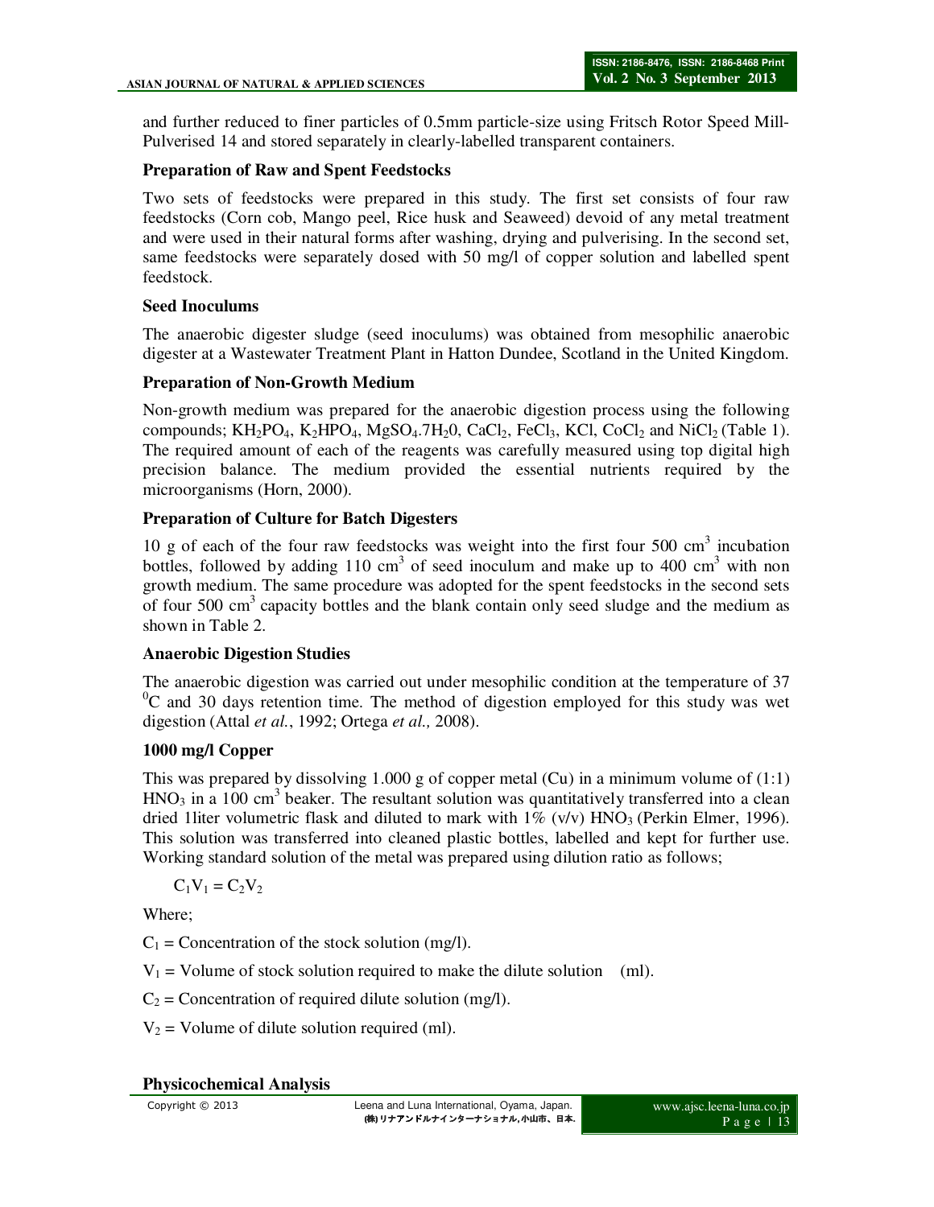and further reduced to finer particles of 0.5mm particle-size using Fritsch Rotor Speed Mill-Pulverised 14 and stored separately in clearly-labelled transparent containers.

### Preparation of Raw and Spent Feedstocks

Two sets of feedstocks were prepared in this study. The first set consists of four raw feedstocks (Corn cob, Mango peel, Rice husk and Seaweed) devoid of any metal treatment and were used in their natural forms after washing, drying and pulverising. In the second set, same feedstocks were separately dosed with 50 mg/l of copper solution and labelled spent feedstock.

### Seed Inoculums

The anaerobic digester sludge (seed inoculums) was obtained from mesophilic anaerobic digester at a Wastewater Treatment Plant in Hatton Dundee, Scotland in the United Kingdom.

### Preparation of Non-Growth Medium

Non-growth medium was prepared for the anaerobic digestion process using the following compounds; $KH_2PO_4$, $K_2HPO_4$, $MgSO_4.7H_20$, $CaCl_2$, $FeCl_3$, KCl, $CoCl_2$ and $NiCl_2$ (Table 1). The required amount of each of the reagents was carefully measured using top digital high precision balance. The medium provided the essential nutrients required by the microorganisms (Horn, 2000).

### Preparation of Culture for Batch Digesters

10 g of each of the four raw feedstocks was weight into the first four 500 $cm^3$ incubation bottles, followed by adding 110 $cm^3$ of seed inoculum and make up to 400 $cm^3$ with non growth medium. The same procedure was adopted for the spent feedstocks in the second sets of four 500 $cm^3$ capacity bottles and the blank contain only seed sludge and the medium as shown in Table 2.

### Anaerobic Digestion Studies

The anaerobic digestion was carried out under mesophilic condition at the temperature of 37 $^0$C and 30 days retention time. The method of digestion employed for this study was wet digestion (Attal *et al.*, 1992; Ortega *et al.,* 2008).

### 1000 mg/l Copper

This was prepared by dissolving 1.000 g of copper metal (Cu) in a minimum volume of (1:1) $HNO_3$ in a 100 $cm^3$ beaker. The resultant solution was quantitatively transferred into a clean dried 1liter volumetric flask and diluted to mark with 1% (v/v) $HNO_3$ (Perkin Elmer, 1996). This solution was transferred into cleaned plastic bottles, labelled and kept for further use. Working standard solution of the metal was prepared using dilution ratio as follows;

$$C_1V_1 = C_2V_2$$

Where;

$C_1$ = Concentration of the stock solution (mg/l).

$V_1$ = Volume of stock solution required to make the dilute solution (ml).

$C_2$ = Concentration of required dilute solution (mg/l).

$V_2$ = Volume of dilute solution required (ml).

### Physicochemical Analysis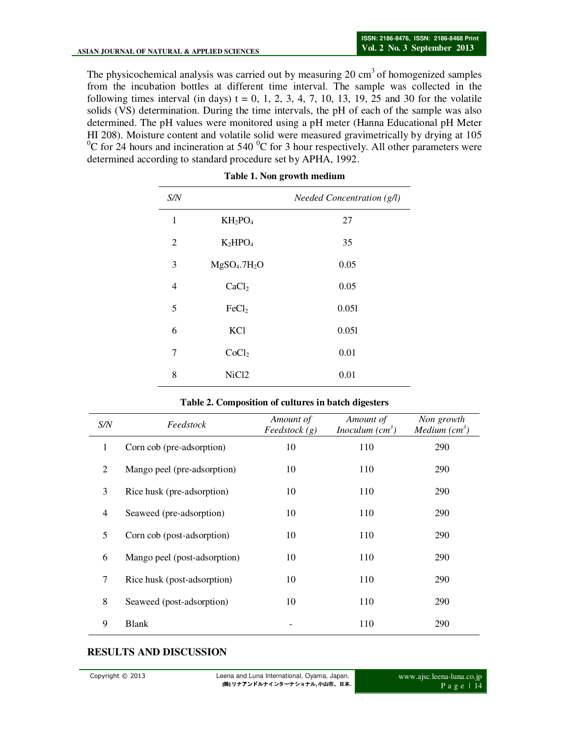The physicochemical analysis was carried out by measuring 20 $cm^3$ of homogenized samples from the incubation bottles at different time interval. The sample was collected in the following times interval (in days) t = 0, 1, 2, 3, 4, 7, 10, 13, 19, 25 and 30 for the volatile solids (VS) determination. During the time intervals, the pH of each of the sample was also determined. The pH values were monitored using a pH meter (Hanna Educational pH Meter HI 208). Moisture content and volatile solid were measured gravimetrically by drying at 105 $^0$C for 24 hours and incineration at 540 $^0$C for 3 hour respectively. All other parameters were determined according to standard procedure set by APHA, 1992.

**Table 1. Non growth medium**

| *S/N* | | *Needed Concentration (g/l)* |
|---|---|---|
| 1 | $KH_2PO_4$ | 27 |
| 2 | $K_2HPO_4$ | 35 |
| 3 | $MgSO_4.7H_2O$ | 0.05 |
| 4 | $CaCl_2$ | 0.05 |
| 5 | $FeCl_2$ | 0.05l |
| 6 | KCl | 0.05l |
| 7 | $CoCl_2$ | 0.01 |
| 8 | NiCl2 | 0.01 |

**Table 2. Composition of cultures in batch digesters**

| *S/N* | *Feedstock* | *Amount of Feedstock (g)* | *Amount of Inoculum ($cm^3$)* | *Non growth Medium ($cm^3$)* |
|---|---|---|---|---|
| 1 | Corn cob (pre-adsorption) | 10 | 110 | 290 |
| 2 | Mango peel (pre-adsorption) | 10 | 110 | 290 |
| 3 | Rice husk (pre-adsorption) | 10 | 110 | 290 |
| 4 | Seaweed (pre-adsorption) | 10 | 110 | 290 |
| 5 | Corn cob (post-adsorption) | 10 | 110 | 290 |
| 6 | Mango peel (post-adsorption) | 10 | 110 | 290 |
| 7 | Rice husk (post-adsorption) | 10 | 110 | 290 |
| 8 | Seaweed (post-adsorption) | 10 | 110 | 290 |
| 9 | Blank | - | 110 | 290 |

## RESULTS AND DISCUSSION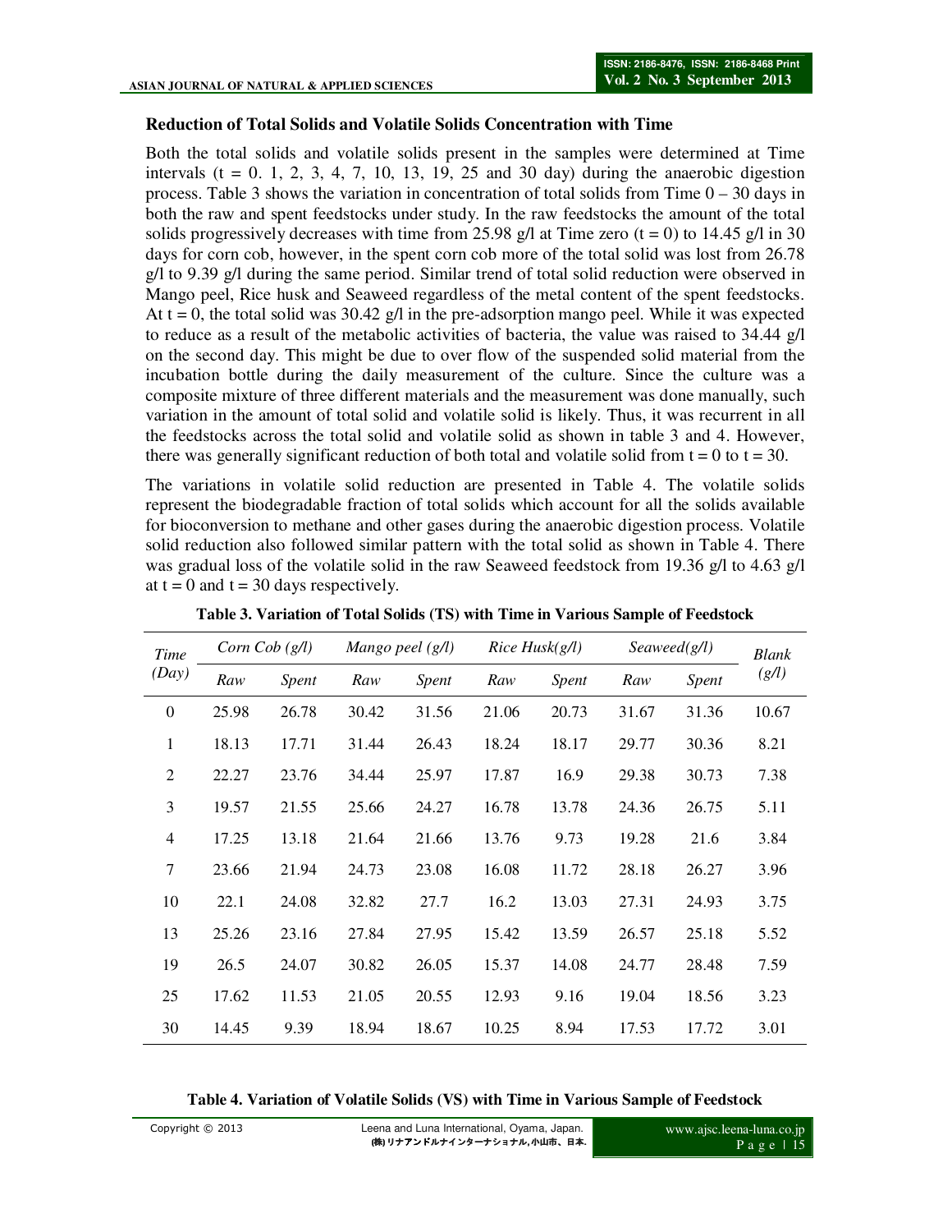### Reduction of Total Solids and Volatile Solids Concentration with Time

Both the total solids and volatile solids present in the samples were determined at Time intervals (t = 0. 1, 2, 3, 4, 7, 10, 13, 19, 25 and 30 day) during the anaerobic digestion process. Table 3 shows the variation in concentration of total solids from Time 0 – 30 days in both the raw and spent feedstocks under study. In the raw feedstocks the amount of the total solids progressively decreases with time from 25.98 g/l at Time zero (t = 0) to 14.45 g/l in 30 days for corn cob, however, in the spent corn cob more of the total solid was lost from 26.78 g/l to 9.39 g/l during the same period. Similar trend of total solid reduction were observed in Mango peel, Rice husk and Seaweed regardless of the metal content of the spent feedstocks. At t = 0, the total solid was 30.42 g/l in the pre-adsorption mango peel. While it was expected to reduce as a result of the metabolic activities of bacteria, the value was raised to 34.44 g/l on the second day. This might be due to over flow of the suspended solid material from the incubation bottle during the daily measurement of the culture. Since the culture was a composite mixture of three different materials and the measurement was done manually, such variation in the amount of total solid and volatile solid is likely. Thus, it was recurrent in all the feedstocks across the total solid and volatile solid as shown in table 3 and 4. However, there was generally significant reduction of both total and volatile solid from t = 0 to t = 30.

The variations in volatile solid reduction are presented in Table 4. The volatile solids represent the biodegradable fraction of total solids which account for all the solids available for bioconversion to methane and other gases during the anaerobic digestion process. Volatile solid reduction also followed similar pattern with the total solid as shown in Table 4. There was gradual loss of the volatile solid in the raw Seaweed feedstock from 19.36 g/l to 4.63 g/l at t = 0 and t = 30 days respectively.

**Table 3. Variation of Total Solids (TS) with Time in Various Sample of Feedstock**

| *Time (Day)* | *Corn Cob (g/l)* | | *Mango peel (g/l)* | | *Rice Husk(g/l)* | | *Seaweed(g/l)* | | *Blank (g/l)* |
|---|---|---|---|---|---|---|---|---|---|
| | *Raw* | *Spent* | *Raw* | *Spent* | *Raw* | *Spent* | *Raw* | *Spent* | |
| 0 | 25.98 | 26.78 | 30.42 | 31.56 | 21.06 | 20.73 | 31.67 | 31.36 | 10.67 |
| 1 | 18.13 | 17.71 | 31.44 | 26.43 | 18.24 | 18.17 | 29.77 | 30.36 | 8.21 |
| 2 | 22.27 | 23.76 | 34.44 | 25.97 | 17.87 | 16.9 | 29.38 | 30.73 | 7.38 |
| 3 | 19.57 | 21.55 | 25.66 | 24.27 | 16.78 | 13.78 | 24.36 | 26.75 | 5.11 |
| 4 | 17.25 | 13.18 | 21.64 | 21.66 | 13.76 | 9.73 | 19.28 | 21.6 | 3.84 |
| 7 | 23.66 | 21.94 | 24.73 | 23.08 | 16.08 | 11.72 | 28.18 | 26.27 | 3.96 |
| 10 | 22.1 | 24.08 | 32.82 | 27.7 | 16.2 | 13.03 | 27.31 | 24.93 | 3.75 |
| 13 | 25.26 | 23.16 | 27.84 | 27.95 | 15.42 | 13.59 | 26.57 | 25.18 | 5.52 |
| 19 | 26.5 | 24.07 | 30.82 | 26.05 | 15.37 | 14.08 | 24.77 | 28.48 | 7.59 |
| 25 | 17.62 | 11.53 | 21.05 | 20.55 | 12.93 | 9.16 | 19.04 | 18.56 | 3.23 |
| 30 | 14.45 | 9.39 | 18.94 | 18.67 | 10.25 | 8.94 | 17.53 | 17.72 | 3.01 |

**Table 4. Variation of Volatile Solids (VS) with Time in Various Sample of Feedstock**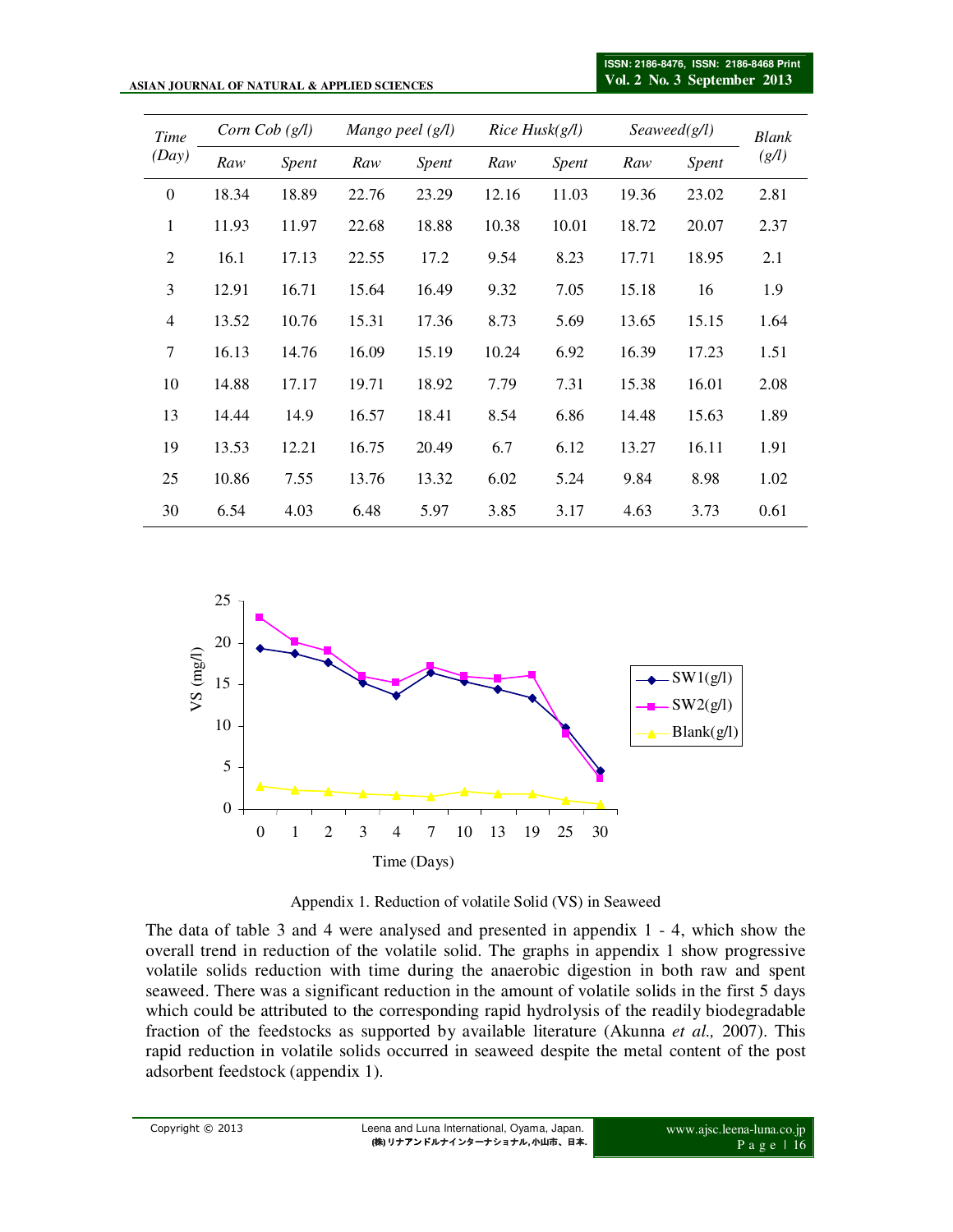| Time (Day) | Corn Cob (g/l) | | Mango peel (g/l) | | Rice Husk(g/l) | | Seaweed(g/l) | | Blank (g/l) |
|---|---|---|---|---|---|---|---|---|---|
| | Raw | Spent | Raw | Spent | Raw | Spent | Raw | Spent | |
| 0 | 18.34 | 18.89 | 22.76 | 23.29 | 12.16 | 11.03 | 19.36 | 23.02 | 2.81 |
| 1 | 11.93 | 11.97 | 22.68 | 18.88 | 10.38 | 10.01 | 18.72 | 20.07 | 2.37 |
| 2 | 16.1 | 17.13 | 22.55 | 17.2 | 9.54 | 8.23 | 17.71 | 18.95 | 2.1 |
| 3 | 12.91 | 16.71 | 15.64 | 16.49 | 9.32 | 7.05 | 15.18 | 16 | 1.9 |
| 4 | 13.52 | 10.76 | 15.31 | 17.36 | 8.73 | 5.69 | 13.65 | 15.15 | 1.64 |
| 7 | 16.13 | 14.76 | 16.09 | 15.19 | 10.24 | 6.92 | 16.39 | 17.23 | 1.51 |
| 10 | 14.88 | 17.17 | 19.71 | 18.92 | 7.79 | 7.31 | 15.38 | 16.01 | 2.08 |
| 13 | 14.44 | 14.9 | 16.57 | 18.41 | 8.54 | 6.86 | 14.48 | 15.63 | 1.89 |
| 19 | 13.53 | 12.21 | 16.75 | 20.49 | 6.7 | 6.12 | 13.27 | 16.11 | 1.91 |
| 25 | 10.86 | 7.55 | 13.76 | 13.32 | 6.02 | 5.24 | 9.84 | 8.98 | 1.02 |
| 30 | 6.54 | 4.03 | 6.48 | 5.97 | 3.85 | 3.17 | 4.63 | 3.73 | 0.61 |

Appendix 1. Reduction of volatile Solid (VS) in Seaweed

The data of table 3 and 4 were analysed and presented in appendix 1 - 4, which show the overall trend in reduction of the volatile solid. The graphs in appendix 1 show progressive volatile solids reduction with time during the anaerobic digestion in both raw and spent seaweed. There was a significant reduction in the amount of volatile solids in the first 5 days which could be attributed to the corresponding rapid hydrolysis of the readily biodegradable fraction of the feedstocks as supported by available literature (Akunna *et al.,* 2007). This rapid reduction in volatile solids occurred in seaweed despite the metal content of the post adsorbent feedstock (appendix 1).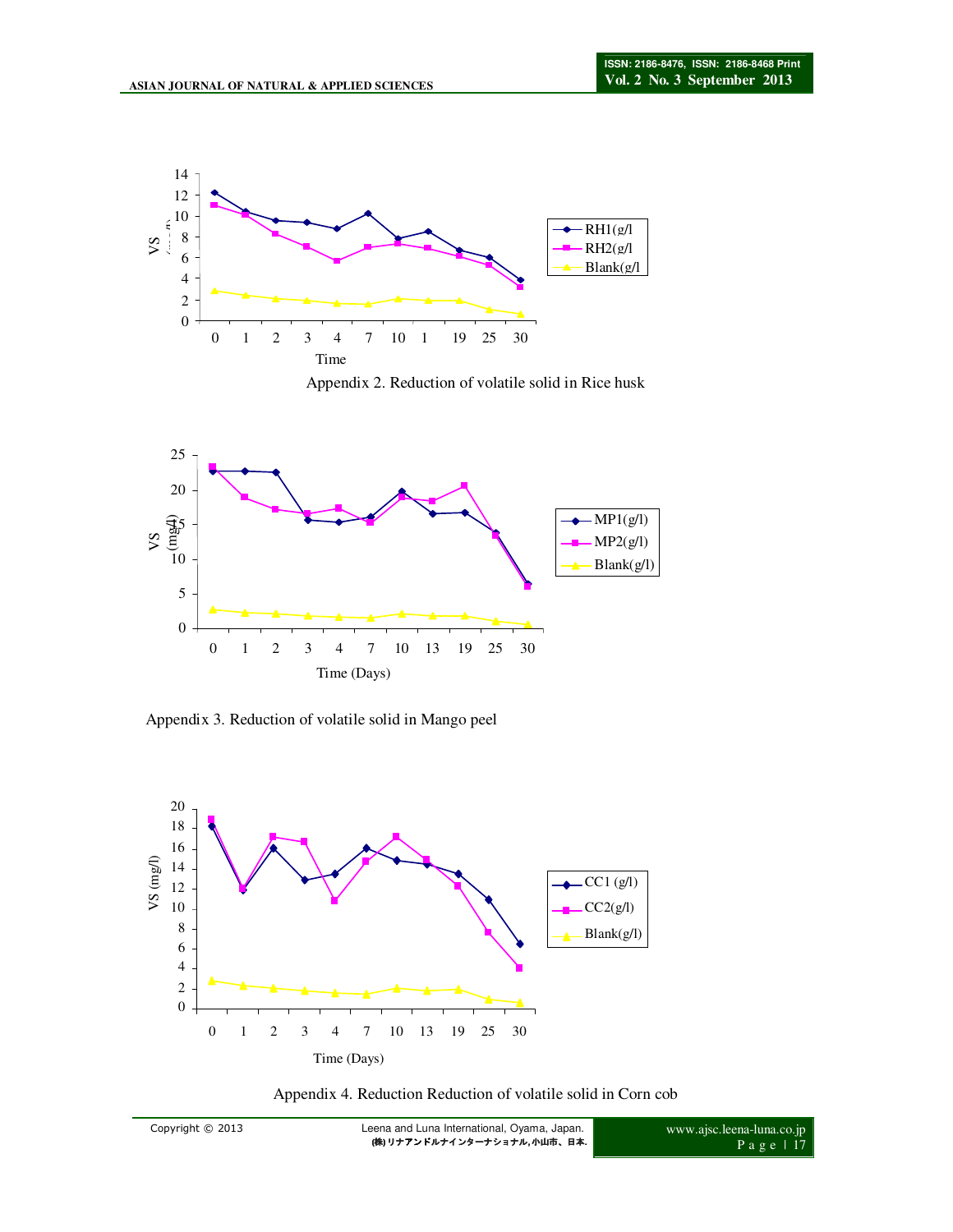Appendix 2. Reduction of volatile solid in Rice husk

Appendix 3. Reduction of volatile solid in Mango peel

Appendix 4. Reduction Reduction of volatile solid in Corn cob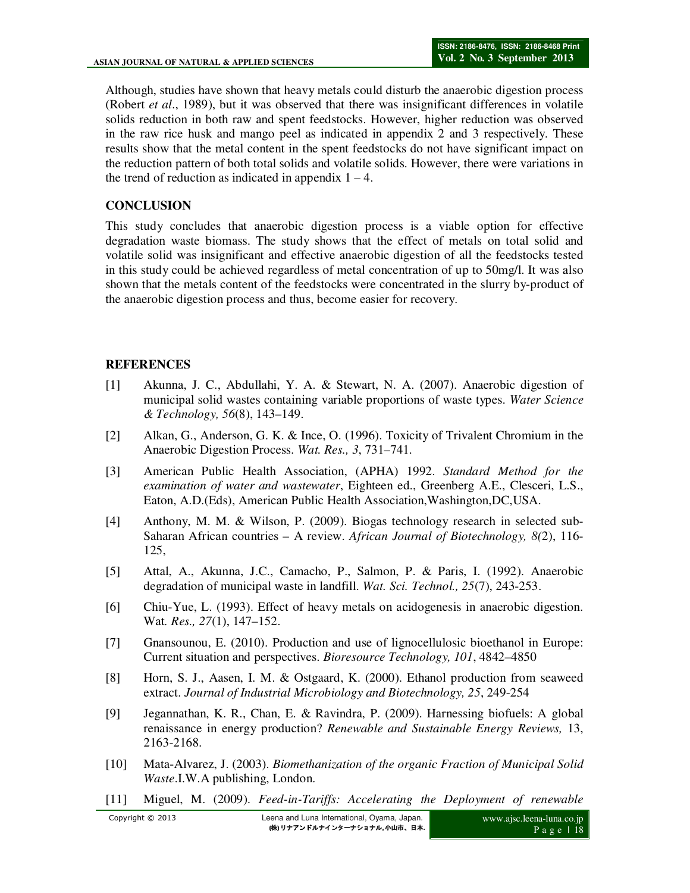Although, studies have shown that heavy metals could disturb the anaerobic digestion process (Robert *et al*., 1989), but it was observed that there was insignificant differences in volatile solids reduction in both raw and spent feedstocks. However, higher reduction was observed in the raw rice husk and mango peel as indicated in appendix 2 and 3 respectively. These results show that the metal content in the spent feedstocks do not have significant impact on the reduction pattern of both total solids and volatile solids. However, there were variations in the trend of reduction as indicated in appendix 1 – 4.

## CONCLUSION

This study concludes that anaerobic digestion process is a viable option for effective degradation waste biomass. The study shows that the effect of metals on total solid and volatile solid was insignificant and effective anaerobic digestion of all the feedstocks tested in this study could be achieved regardless of metal concentration of up to 50mg/l. It was also shown that the metals content of the feedstocks were concentrated in the slurry by-product of the anaerobic digestion process and thus, become easier for recovery.

## REFERENCES

[1] Akunna, J. C., Abdullahi, Y. A. & Stewart, N. A. (2007). Anaerobic digestion of municipal solid wastes containing variable proportions of waste types. *Water Science & Technology, 56*(8), 143–149.

[2] Alkan, G., Anderson, G. K. & Ince, O. (1996). Toxicity of Trivalent Chromium in the Anaerobic Digestion Process. *Wat. Res., 3*, 731–741.

[3] American Public Health Association, (APHA) 1992. *Standard Method for the examination of water and wastewater*, Eighteen ed., Greenberg A.E., Clesceri, L.S., Eaton, A.D.(Eds), American Public Health Association,Washington,DC,USA.

[4] Anthony, M. M. & Wilson, P. (2009). Biogas technology research in selected sub-Saharan African countries – A review. *African Journal of Biotechnology, 8(*2), 116-125,

[5] Attal, A., Akunna, J.C., Camacho, P., Salmon, P. & Paris, I. (1992). Anaerobic degradation of municipal waste in landfill. *Wat. Sci. Technol., 25*(7), 243-253.

[6] Chiu-Yue, L. (1993). Effect of heavy metals on acidogenesis in anaerobic digestion. Wat. *Res., 27*(1), 147–152.

[7] Gnansounou, E. (2010). Production and use of lignocellulosic bioethanol in Europe: Current situation and perspectives. *Bioresource Technology, 101*, 4842–4850

[8] Horn, S. J., Aasen, I. M. & Ostgaard, K. (2000). Ethanol production from seaweed extract. *Journal of Industrial Microbiology and Biotechnology, 25*, 249-254

[9] Jegannathan, K. R., Chan, E. & Ravindra, P. (2009). Harnessing biofuels: A global renaissance in energy production? *Renewable and Sustainable Energy Reviews,* 13, 2163-2168.

[10] Mata-Alvarez, J. (2003). *Biomethanization of the organic Fraction of Municipal Solid Waste*.I.W.A publishing, London.

[11] Miguel, M. (2009). *Feed-in-Tariffs: Accelerating the Deployment of renewable*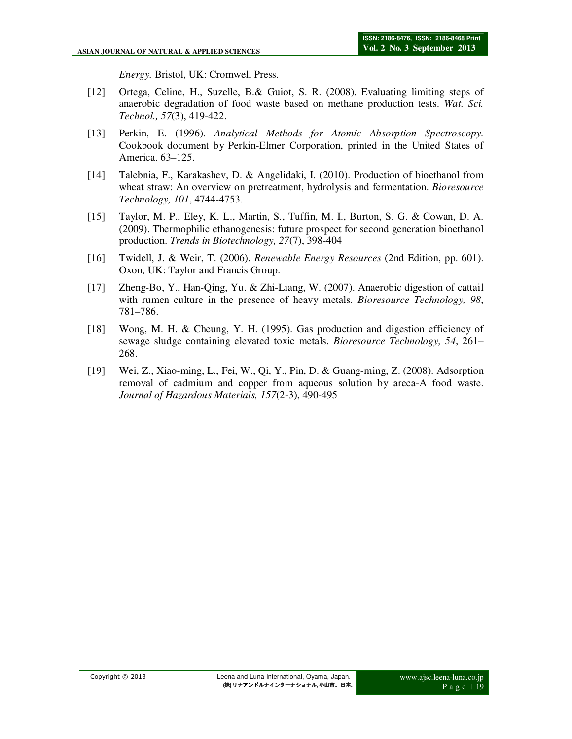*Energy.* Bristol, UK: Cromwell Press.

[12] Ortega, Celine, H., Suzelle, B.& Guiot, S. R. (2008). Evaluating limiting steps of anaerobic degradation of food waste based on methane production tests. *Wat. Sci. Technol., 57*(3), 419-422.

[13] Perkin, E. (1996). *Analytical Methods for Atomic Absorption Spectroscopy.* Cookbook document by Perkin-Elmer Corporation, printed in the United States of America. 63–125.

[14] Talebnia, F., Karakashev, D. & Angelidaki, I. (2010). Production of bioethanol from wheat straw: An overview on pretreatment, hydrolysis and fermentation. *Bioresource Technology, 101*, 4744-4753.

[15] Taylor, M. P., Eley, K. L., Martin, S., Tuffin, M. I., Burton, S. G. & Cowan, D. A. (2009). Thermophilic ethanogenesis: future prospect for second generation bioethanol production. *Trends in Biotechnology, 27*(7), 398-404

[16] Twidell, J. & Weir, T. (2006). *Renewable Energy Resources* (2nd Edition, pp. 601). Oxon, UK: Taylor and Francis Group.

[17] Zheng-Bo, Y., Han-Qing, Yu. & Zhi-Liang, W. (2007). Anaerobic digestion of cattail with rumen culture in the presence of heavy metals. *Bioresource Technology, 98*, 781–786.

[18] Wong, M. H. & Cheung, Y. H. (1995). Gas production and digestion efficiency of sewage sludge containing elevated toxic metals. *Bioresource Technology, 54*, 261–268.

[19] Wei, Z., Xiao-ming, L., Fei, W., Qi, Y., Pin, D. & Guang-ming, Z. (2008). Adsorption removal of cadmium and copper from aqueous solution by areca-A food waste. *Journal of Hazardous Materials, 157*(2-3), 490-495